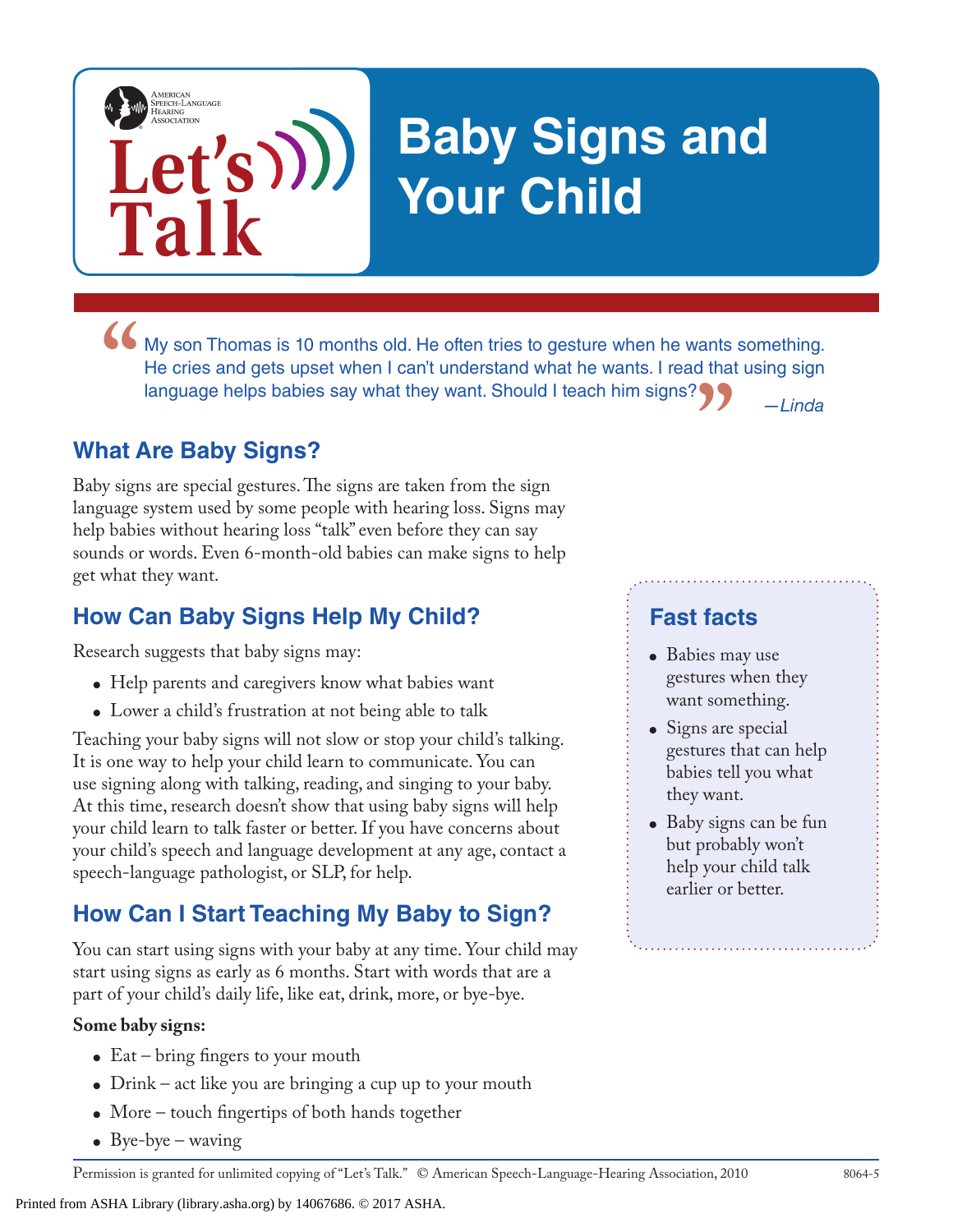American Speech-Language Hearing Association

Let's Talk

# Baby Signs and Your Child

> "My son Thomas is 10 months old. He often tries to gesture when he wants something. He cries and gets upset when I can't understand what he wants. I read that using sign language helps babies say what they want. Should I teach him signs?"
>
> *—Linda*

## What Are Baby Signs?

Baby signs are special gestures. The signs are taken from the sign language system used by some people with hearing loss. Signs may help babies without hearing loss "talk" even before they can say sounds or words. Even 6-month-old babies can make signs to help get what they want.

## How Can Baby Signs Help My Child?

Research suggests that baby signs may:

- Help parents and caregivers know what babies want
- Lower a child's frustration at not being able to talk

Teaching your baby signs will not slow or stop your child's talking. It is one way to help your child learn to communicate. You can use signing along with talking, reading, and singing to your baby. At this time, research doesn't show that using baby signs will help your child learn to talk faster or better. If you have concerns about your child's speech and language development at any age, contact a speech-language pathologist, or SLP, for help.

## How Can I Start Teaching My Baby to Sign?

You can start using signs with your baby at any time. Your child may start using signs as early as 6 months. Start with words that are a part of your child's daily life, like eat, drink, more, or bye-bye.

**Some baby signs:**

- Eat – bring fingers to your mouth
- Drink – act like you are bringing a cup up to your mouth
- More – touch fingertips of both hands together
- Bye-bye – waving

## Fast facts

- Babies may use gestures when they want something.
- Signs are special gestures that can help babies tell you what they want.
- Baby signs can be fun but probably won't help your child talk earlier or better.

Permission is granted for unlimited copying of "Let's Talk." © American Speech-Language-Hearing Association, 2010 8064-5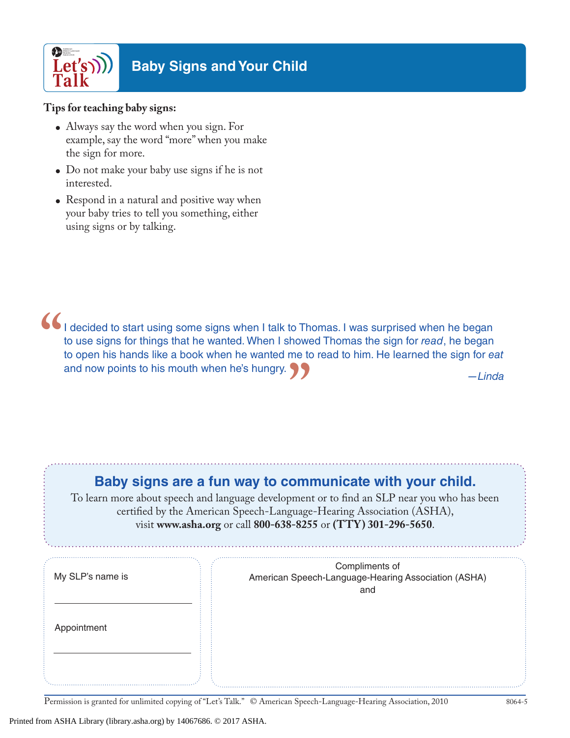# Baby Signs and Your Child

**Tips for teaching baby signs:**

- Always say the word when you sign. For example, say the word "more" when you make the sign for more.
- Do not make your baby use signs if he is not interested.
- Respond in a natural and positive way when your baby tries to tell you something, either using signs or by talking.

> "I decided to start using some signs when I talk to Thomas. I was surprised when he began to use signs for things that he wanted. When I showed Thomas the sign for *read*, he began to open his hands like a book when he wanted me to read to him. He learned the sign for *eat* and now points to his mouth when he's hungry."
>
> *—Linda*

## Baby signs are a fun way to communicate with your child.

To learn more about speech and language development or to find an SLP near you who has been certified by the American Speech-Language-Hearing Association (ASHA), visit **www.asha.org** or call **800-638-8255** or **(TTY) 301-296-5650**.

My SLP's name is

______________________

Appointment

______________________

Compliments of
American Speech-Language-Hearing Association (ASHA)
and

Permission is granted for unlimited copying of "Let's Talk." © American Speech-Language-Hearing Association, 2010 8064-5

Printed from ASHA Library (library.asha.org) by 14067686. © 2017 ASHA.